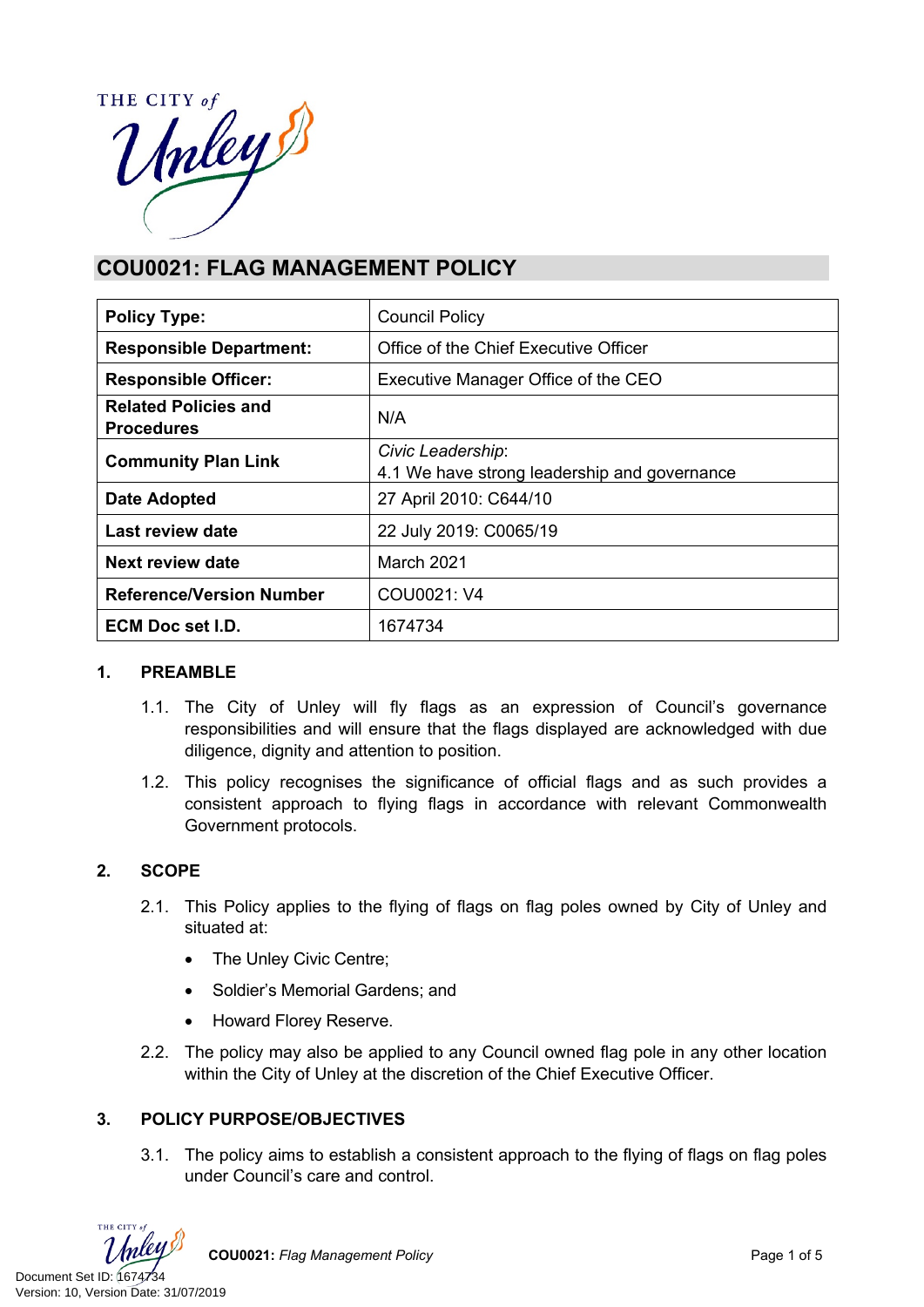# COU0021: FLAG MANAGEMENT POLICY

| **Policy Type:** | Council Policy |
|---|---|
| **Responsible Department:** | Office of the Chief Executive Officer |
| **Responsible Officer:** | Executive Manager Office of the CEO |
| **Related Policies and Procedures** | N/A |
| **Community Plan Link** | *Civic Leadership*:<br>4.1 We have strong leadership and governance |
| **Date Adopted** | 27 April 2010: C644/10 |
| **Last review date** | 22 July 2019: C0065/19 |
| **Next review date** | March 2021 |
| **Reference/Version Number** | COU0021: V4 |
| **ECM Doc set I.D.** | 1674734 |

## 1. PREAMBLE

1.1. The City of Unley will fly flags as an expression of Council's governance responsibilities and will ensure that the flags displayed are acknowledged with due diligence, dignity and attention to position.

1.2. This policy recognises the significance of official flags and as such provides a consistent approach to flying flags in accordance with relevant Commonwealth Government protocols.

## 2. SCOPE

2.1. This Policy applies to the flying of flags on flag poles owned by City of Unley and situated at:

- The Unley Civic Centre;
- Soldier's Memorial Gardens; and
- Howard Florey Reserve.

2.2. The policy may also be applied to any Council owned flag pole in any other location within the City of Unley at the discretion of the Chief Executive Officer.

## 3. POLICY PURPOSE/OBJECTIVES

3.1. The policy aims to establish a consistent approach to the flying of flags on flag poles under Council's care and control.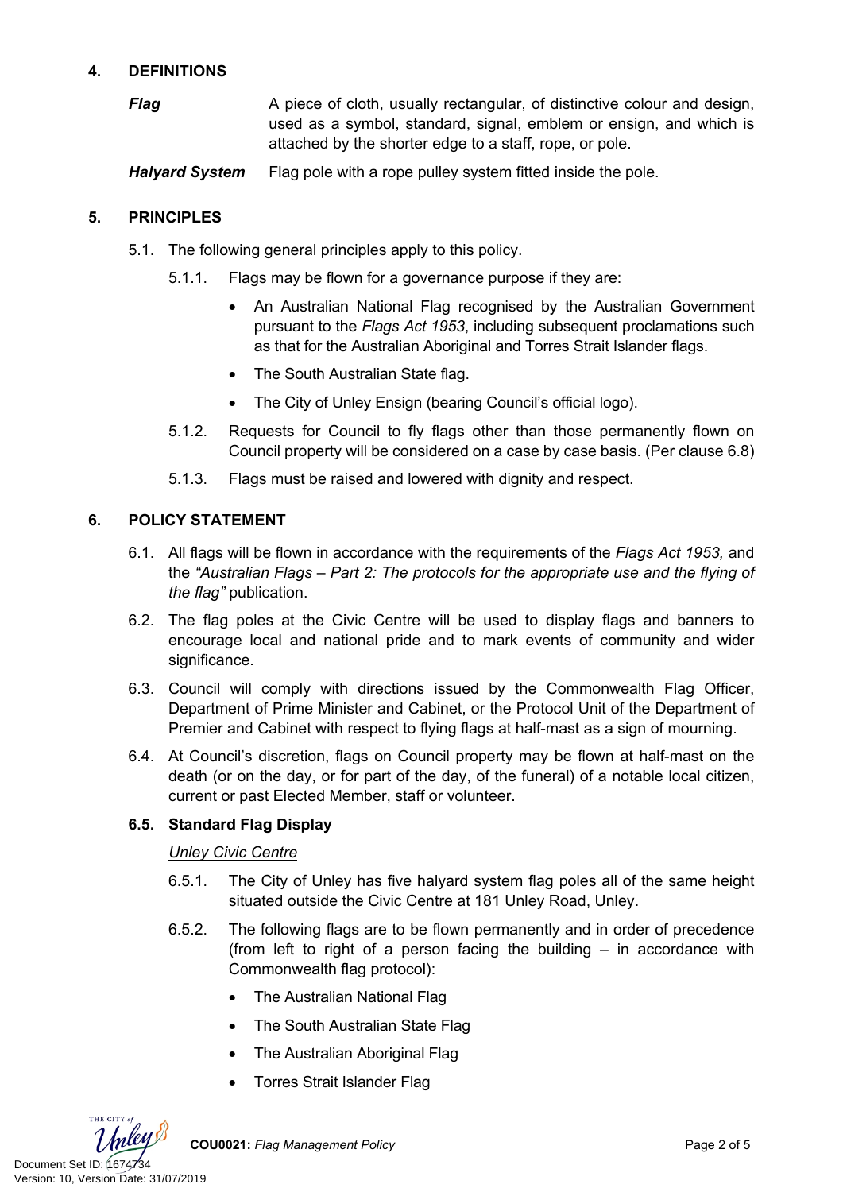## 4. DEFINITIONS

***Flag*** A piece of cloth, usually rectangular, of distinctive colour and design, used as a symbol, standard, signal, emblem or ensign, and which is attached by the shorter edge to a staff, rope, or pole.

***Halyard System*** Flag pole with a rope pulley system fitted inside the pole.

## 5. PRINCIPLES

5.1. The following general principles apply to this policy.

5.1.1. Flags may be flown for a governance purpose if they are:

- An Australian National Flag recognised by the Australian Government pursuant to the *Flags Act 1953*, including subsequent proclamations such as that for the Australian Aboriginal and Torres Strait Islander flags.
- The South Australian State flag.
- The City of Unley Ensign (bearing Council's official logo).

5.1.2. Requests for Council to fly flags other than those permanently flown on Council property will be considered on a case by case basis. (Per clause 6.8)

5.1.3. Flags must be raised and lowered with dignity and respect.

## 6. POLICY STATEMENT

6.1. All flags will be flown in accordance with the requirements of the *Flags Act 1953,* and the *"Australian Flags – Part 2: The protocols for the appropriate use and the flying of the flag"* publication.

6.2. The flag poles at the Civic Centre will be used to display flags and banners to encourage local and national pride and to mark events of community and wider significance.

6.3. Council will comply with directions issued by the Commonwealth Flag Officer, Department of Prime Minister and Cabinet, or the Protocol Unit of the Department of Premier and Cabinet with respect to flying flags at half-mast as a sign of mourning.

6.4. At Council's discretion, flags on Council property may be flown at half-mast on the death (or on the day, or for part of the day, of the funeral) of a notable local citizen, current or past Elected Member, staff or volunteer.

### 6.5. Standard Flag Display

*Unley Civic Centre*

6.5.1. The City of Unley has five halyard system flag poles all of the same height situated outside the Civic Centre at 181 Unley Road, Unley.

6.5.2. The following flags are to be flown permanently and in order of precedence (from left to right of a person facing the building – in accordance with Commonwealth flag protocol):

- The Australian National Flag
- The South Australian State Flag
- The Australian Aboriginal Flag
- Torres Strait Islander Flag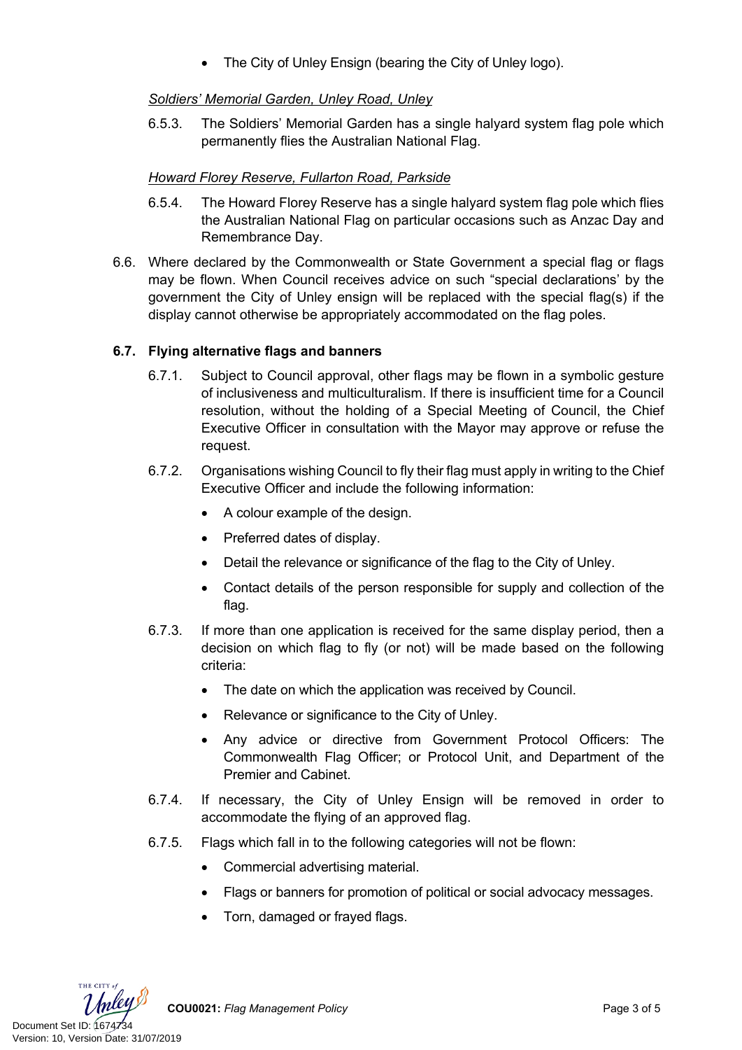- The City of Unley Ensign (bearing the City of Unley logo).

*Soldiers' Memorial Garden, Unley Road, Unley*

6.5.3. The Soldiers' Memorial Garden has a single halyard system flag pole which permanently flies the Australian National Flag.

*Howard Florey Reserve, Fullarton Road, Parkside*

6.5.4. The Howard Florey Reserve has a single halyard system flag pole which flies the Australian National Flag on particular occasions such as Anzac Day and Remembrance Day.

6.6. Where declared by the Commonwealth or State Government a special flag or flags may be flown. When Council receives advice on such "special declarations' by the government the City of Unley ensign will be replaced with the special flag(s) if the display cannot otherwise be appropriately accommodated on the flag poles.

### 6.7. Flying alternative flags and banners

6.7.1. Subject to Council approval, other flags may be flown in a symbolic gesture of inclusiveness and multiculturalism. If there is insufficient time for a Council resolution, without the holding of a Special Meeting of Council, the Chief Executive Officer in consultation with the Mayor may approve or refuse the request.

6.7.2. Organisations wishing Council to fly their flag must apply in writing to the Chief Executive Officer and include the following information:

- A colour example of the design.
- Preferred dates of display.
- Detail the relevance or significance of the flag to the City of Unley.
- Contact details of the person responsible for supply and collection of the flag.

6.7.3. If more than one application is received for the same display period, then a decision on which flag to fly (or not) will be made based on the following criteria:

- The date on which the application was received by Council.
- Relevance or significance to the City of Unley.
- Any advice or directive from Government Protocol Officers: The Commonwealth Flag Officer; or Protocol Unit, and Department of the Premier and Cabinet.

6.7.4. If necessary, the City of Unley Ensign will be removed in order to accommodate the flying of an approved flag.

6.7.5. Flags which fall in to the following categories will not be flown:

- Commercial advertising material.
- Flags or banners for promotion of political or social advocacy messages.
- Torn, damaged or frayed flags.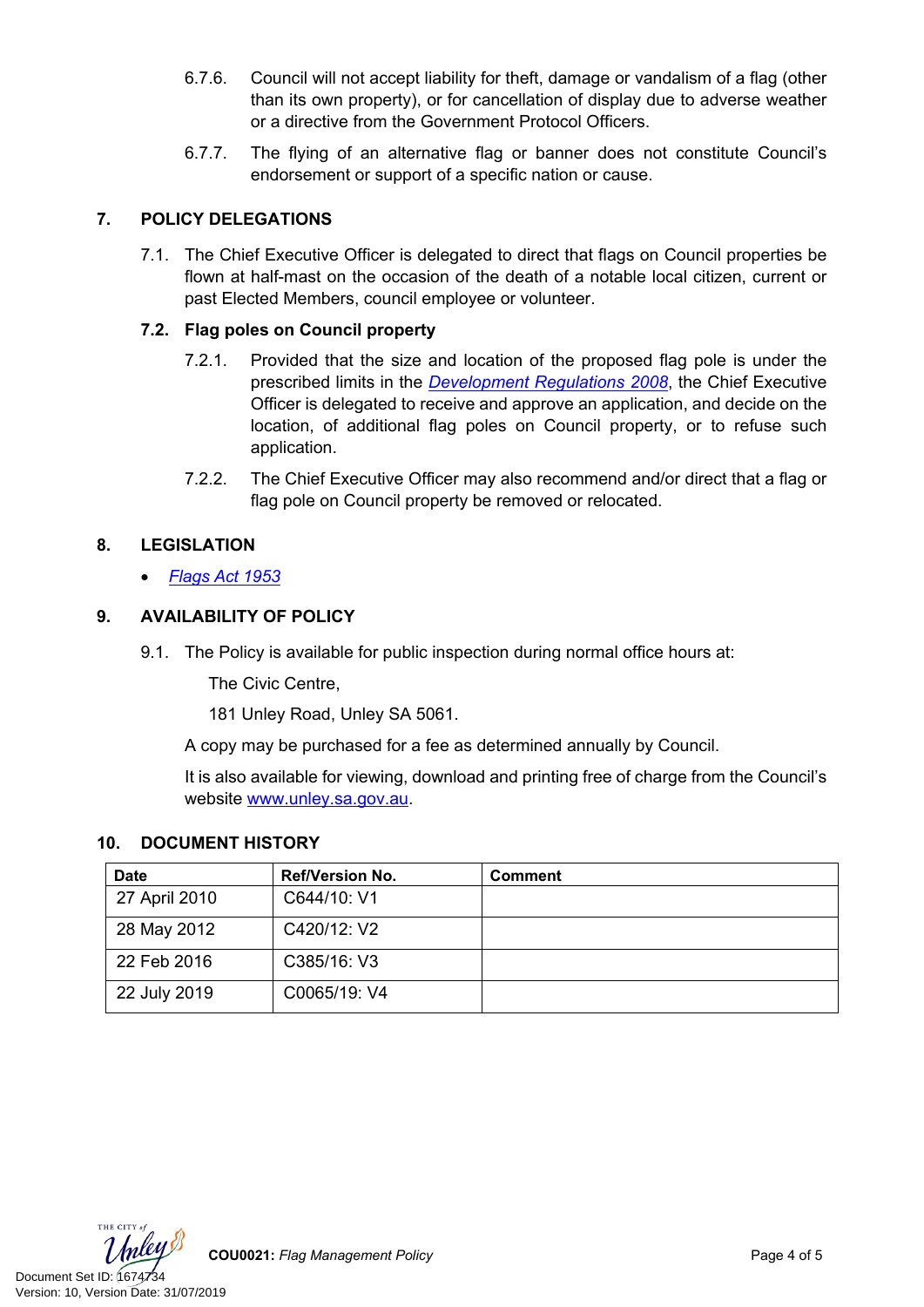6.7.6. Council will not accept liability for theft, damage or vandalism of a flag (other than its own property), or for cancellation of display due to adverse weather or a directive from the Government Protocol Officers.

6.7.7. The flying of an alternative flag or banner does not constitute Council's endorsement or support of a specific nation or cause.

## 7. POLICY DELEGATIONS

7.1. The Chief Executive Officer is delegated to direct that flags on Council properties be flown at half-mast on the occasion of the death of a notable local citizen, current or past Elected Members, council employee or volunteer.

### 7.2. Flag poles on Council property

7.2.1. Provided that the size and location of the proposed flag pole is under the prescribed limits in the *Development Regulations 2008*, the Chief Executive Officer is delegated to receive and approve an application, and decide on the location, of additional flag poles on Council property, or to refuse such application.

7.2.2. The Chief Executive Officer may also recommend and/or direct that a flag or flag pole on Council property be removed or relocated.

## 8. LEGISLATION

- *Flags Act 1953*

## 9. AVAILABILITY OF POLICY

9.1. The Policy is available for public inspection during normal office hours at:

The Civic Centre,

181 Unley Road, Unley SA 5061.

A copy may be purchased for a fee as determined annually by Council.

It is also available for viewing, download and printing free of charge from the Council's website www.unley.sa.gov.au.

## 10. DOCUMENT HISTORY

| Date | Ref/Version No. | Comment |
|---|---|---|
| 27 April 2010 | C644/10: V1 | |
| 28 May 2012 | C420/12: V2 | |
| 22 Feb 2016 | C385/16: V3 | |
| 22 July 2019 | C0065/19: V4 | |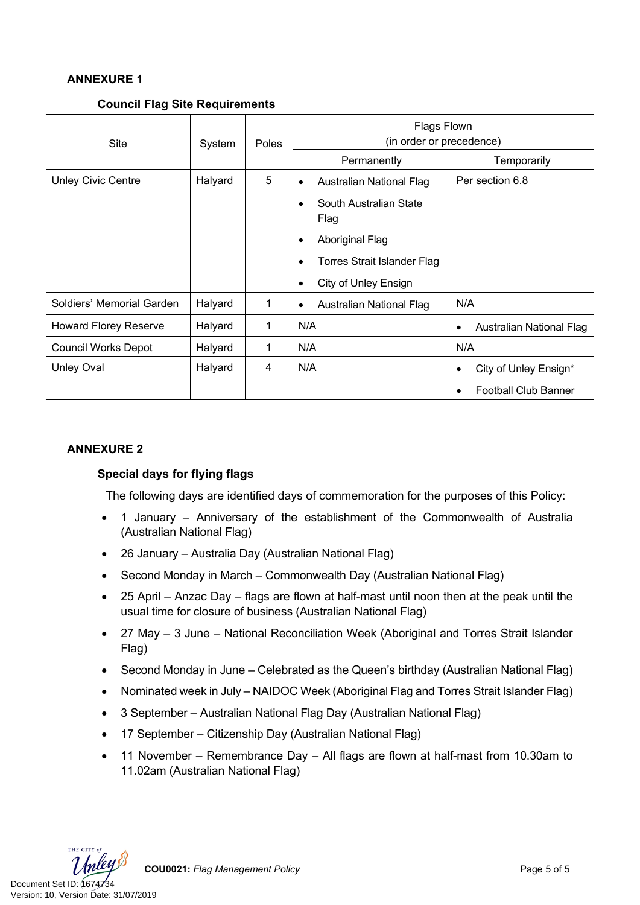## ANNEXURE 1

### Council Flag Site Requirements

| Site | System | Poles | Flags Flown (in order or precedence) | |
|---|---|---|---|---|
| | | | Permanently | Temporarily |
| Unley Civic Centre | Halyard | 5 | • Australian National Flag<br>• South Australian State Flag<br>• Aboriginal Flag<br>• Torres Strait Islander Flag<br>• City of Unley Ensign | Per section 6.8 |
| Soldiers' Memorial Garden | Halyard | 1 | • Australian National Flag | N/A |
| Howard Florey Reserve | Halyard | 1 | N/A | • Australian National Flag |
| Council Works Depot | Halyard | 1 | N/A | N/A |
| Unley Oval | Halyard | 4 | N/A | • City of Unley Ensign*<br>• Football Club Banner |

## ANNEXURE 2

### Special days for flying flags

The following days are identified days of commemoration for the purposes of this Policy:

- 1 January – Anniversary of the establishment of the Commonwealth of Australia (Australian National Flag)
- 26 January – Australia Day (Australian National Flag)
- Second Monday in March – Commonwealth Day (Australian National Flag)
- 25 April – Anzac Day – flags are flown at half-mast until noon then at the peak until the usual time for closure of business (Australian National Flag)
- 27 May – 3 June – National Reconciliation Week (Aboriginal and Torres Strait Islander Flag)
- Second Monday in June – Celebrated as the Queen's birthday (Australian National Flag)
- Nominated week in July – NAIDOC Week (Aboriginal Flag and Torres Strait Islander Flag)
- 3 September – Australian National Flag Day (Australian National Flag)
- 17 September – Citizenship Day (Australian National Flag)
- 11 November – Remembrance Day – All flags are flown at half-mast from 10.30am to 11.02am (Australian National Flag)